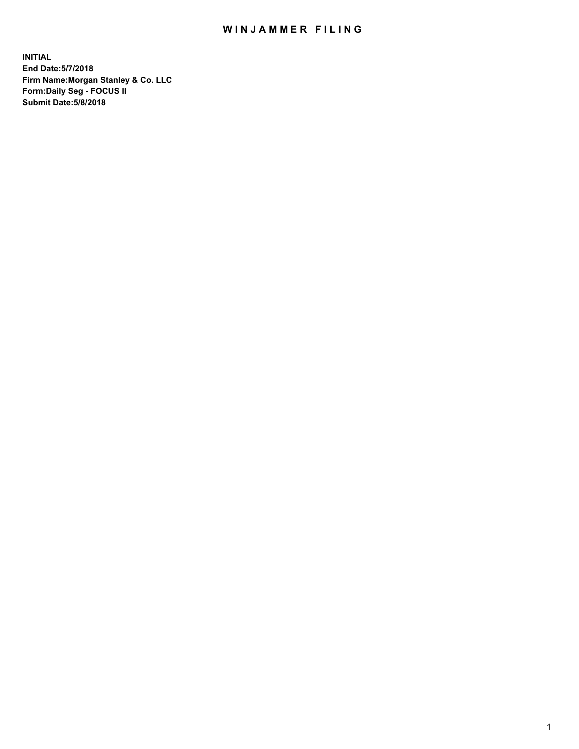# WINJAMMER FILING

**INITIAL**
**End Date:5/7/2018**
**Firm Name:Morgan Stanley & Co. LLC**
**Form:Daily Seg - FOCUS II**
**Submit Date:5/8/2018**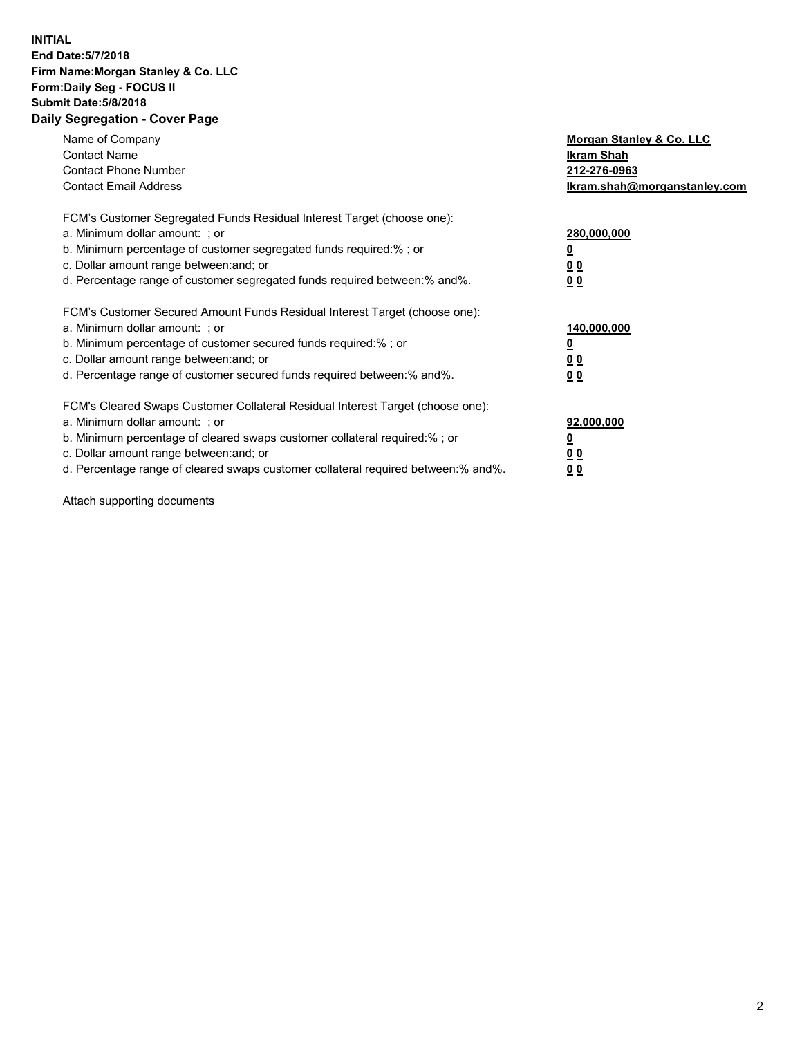**INITIAL**
**End Date:5/7/2018**
**Firm Name:Morgan Stanley & Co. LLC**
**Form:Daily Seg - FOCUS II**
**Submit Date:5/8/2018**
**Daily Segregation - Cover Page**

| | |
|---|---|
| Name of Company | **Morgan Stanley & Co. LLC** |
| Contact Name | **Ikram Shah** |
| Contact Phone Number | **212-276-0963** |
| Contact Email Address | **Ikram.shah@morganstanley.com** |

FCM's Customer Segregated Funds Residual Interest Target (choose one):

| | |
|---|---|
| a. Minimum dollar amount: ; or | **280,000,000** |
| b. Minimum percentage of customer segregated funds required:% ; or | **0** |
| c. Dollar amount range between:and; or | **0 0** |
| d. Percentage range of customer segregated funds required between:% and%. | **0 0** |

FCM's Customer Secured Amount Funds Residual Interest Target (choose one):

| | |
|---|---|
| a. Minimum dollar amount: ; or | **140,000,000** |
| b. Minimum percentage of customer secured funds required:% ; or | **0** |
| c. Dollar amount range between:and; or | **0 0** |
| d. Percentage range of customer secured funds required between:% and%. | **0 0** |

FCM's Cleared Swaps Customer Collateral Residual Interest Target (choose one):

| | |
|---|---|
| a. Minimum dollar amount: ; or | **92,000,000** |
| b. Minimum percentage of cleared swaps customer collateral required:% ; or | **0** |
| c. Dollar amount range between:and; or | **0 0** |
| d. Percentage range of cleared swaps customer collateral required between:% and%. | **0 0** |

Attach supporting documents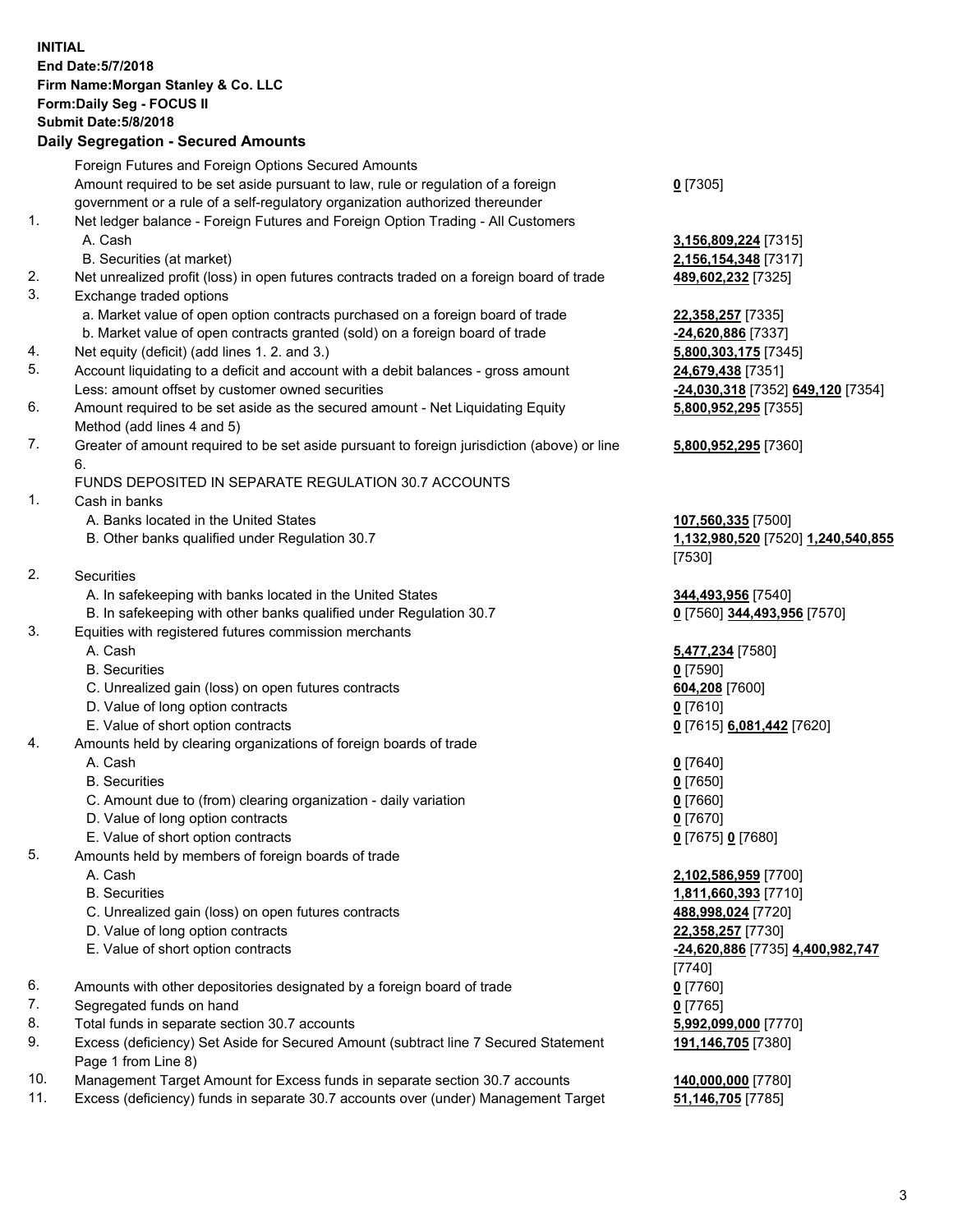**INITIAL**
**End Date:5/7/2018**
**Firm Name:Morgan Stanley & Co. LLC**
**Form:Daily Seg - FOCUS II**
**Submit Date:5/8/2018**

### Daily Segregation - Secured Amounts

| | | |
|---|---|---|
| | Foreign Futures and Foreign Options Secured Amounts | |
| | Amount required to be set aside pursuant to law, rule or regulation of a foreign government or a rule of a self-regulatory organization authorized thereunder | **0** [7305] |
| 1. | Net ledger balance - Foreign Futures and Foreign Option Trading - All Customers | |
| | A. Cash | **3,156,809,224** [7315] |
| | B. Securities (at market) | **2,156,154,348** [7317] |
| 2. | Net unrealized profit (loss) in open futures contracts traded on a foreign board of trade | **489,602,232** [7325] |
| 3. | Exchange traded options | |
| | a. Market value of open option contracts purchased on a foreign board of trade | **22,358,257** [7335] |
| | b. Market value of open contracts granted (sold) on a foreign board of trade | **-24,620,886** [7337] |
| 4. | Net equity (deficit) (add lines 1. 2. and 3.) | **5,800,303,175** [7345] |
| 5. | Account liquidating to a deficit and account with a debit balances - gross amount | **24,679,438** [7351] |
| | Less: amount offset by customer owned securities | **-24,030,318** [7352] **649,120** [7354] |
| 6. | Amount required to be set aside as the secured amount - Net Liquidating Equity Method (add lines 4 and 5) | **5,800,952,295** [7355] |
| 7. | Greater of amount required to be set aside pursuant to foreign jurisdiction (above) or line 6. | **5,800,952,295** [7360] |
| | FUNDS DEPOSITED IN SEPARATE REGULATION 30.7 ACCOUNTS | |
| 1. | Cash in banks | |
| | A. Banks located in the United States | **107,560,335** [7500] |
| | B. Other banks qualified under Regulation 30.7 | **1,132,980,520** [7520] **1,240,540,855** [7530] |
| 2. | Securities | |
| | A. In safekeeping with banks located in the United States | **344,493,956** [7540] |
| | B. In safekeeping with other banks qualified under Regulation 30.7 | **0** [7560] **344,493,956** [7570] |
| 3. | Equities with registered futures commission merchants | |
| | A. Cash | **5,477,234** [7580] |
| | B. Securities | **0** [7590] |
| | C. Unrealized gain (loss) on open futures contracts | **604,208** [7600] |
| | D. Value of long option contracts | **0** [7610] |
| | E. Value of short option contracts | **0** [7615] **6,081,442** [7620] |
| 4. | Amounts held by clearing organizations of foreign boards of trade | |
| | A. Cash | **0** [7640] |
| | B. Securities | **0** [7650] |
| | C. Amount due to (from) clearing organization - daily variation | **0** [7660] |
| | D. Value of long option contracts | **0** [7670] |
| | E. Value of short option contracts | **0** [7675] **0** [7680] |
| 5. | Amounts held by members of foreign boards of trade | |
| | A. Cash | **2,102,586,959** [7700] |
| | B. Securities | **1,811,660,393** [7710] |
| | C. Unrealized gain (loss) on open futures contracts | **488,998,024** [7720] |
| | D. Value of long option contracts | **22,358,257** [7730] |
| | E. Value of short option contracts | **-24,620,886** [7735] **4,400,982,747** [7740] |
| 6. | Amounts with other depositories designated by a foreign board of trade | **0** [7760] |
| 7. | Segregated funds on hand | **0** [7765] |
| 8. | Total funds in separate section 30.7 accounts | **5,992,099,000** [7770] |
| 9. | Excess (deficiency) Set Aside for Secured Amount (subtract line 7 Secured Statement Page 1 from Line 8) | **191,146,705** [7380] |
| 10. | Management Target Amount for Excess funds in separate section 30.7 accounts | **140,000,000** [7780] |
| 11. | Excess (deficiency) funds in separate 30.7 accounts over (under) Management Target | **51,146,705** [7785] |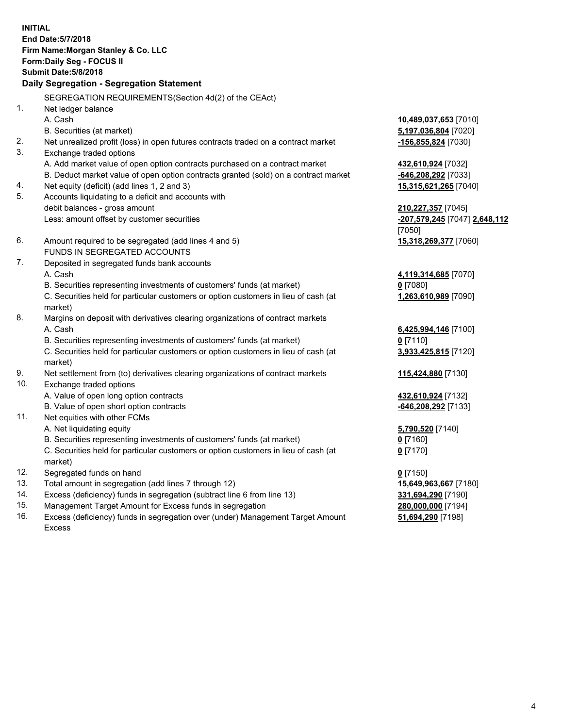**INITIAL**
**End Date:5/7/2018**
**Firm Name:Morgan Stanley & Co. LLC**
**Form:Daily Seg - FOCUS II**
**Submit Date:5/8/2018**

**Daily Segregation - Segregation Statement**

SEGREGATION REQUIREMENTS(Section 4d(2) of the CEAct)

| | | |
|---|---|---|
| 1. | Net ledger balance | |
| | A. Cash | **10,489,037,653** [7010] |
| | B. Securities (at market) | **5,197,036,804** [7020] |
| 2. | Net unrealized profit (loss) in open futures contracts traded on a contract market | **-156,855,824** [7030] |
| 3. | Exchange traded options | |
| | A. Add market value of open option contracts purchased on a contract market | **432,610,924** [7032] |
| | B. Deduct market value of open option contracts granted (sold) on a contract market | **-646,208,292** [7033] |
| 4. | Net equity (deficit) (add lines 1, 2 and 3) | **15,315,621,265** [7040] |
| 5. | Accounts liquidating to a deficit and accounts with debit balances - gross amount | **210,227,357** [7045] |
| | Less: amount offset by customer securities | **-207,579,245** [7047] **2,648,112** [7050] |
| 6. | Amount required to be segregated (add lines 4 and 5) | **15,318,269,377** [7060] |
| | FUNDS IN SEGREGATED ACCOUNTS | |
| 7. | Deposited in segregated funds bank accounts | |
| | A. Cash | **4,119,314,685** [7070] |
| | B. Securities representing investments of customers' funds (at market) | **0** [7080] |
| | C. Securities held for particular customers or option customers in lieu of cash (at market) | **1,263,610,989** [7090] |
| 8. | Margins on deposit with derivatives clearing organizations of contract markets | |
| | A. Cash | **6,425,994,146** [7100] |
| | B. Securities representing investments of customers' funds (at market) | **0** [7110] |
| | C. Securities held for particular customers or option customers in lieu of cash (at market) | **3,933,425,815** [7120] |
| 9. | Net settlement from (to) derivatives clearing organizations of contract markets | **115,424,880** [7130] |
| 10. | Exchange traded options | |
| | A. Value of open long option contracts | **432,610,924** [7132] |
| | B. Value of open short option contracts | **-646,208,292** [7133] |
| 11. | Net equities with other FCMs | |
| | A. Net liquidating equity | **5,790,520** [7140] |
| | B. Securities representing investments of customers' funds (at market) | **0** [7160] |
| | C. Securities held for particular customers or option customers in lieu of cash (at market) | **0** [7170] |
| 12. | Segregated funds on hand | **0** [7150] |
| 13. | Total amount in segregation (add lines 7 through 12) | **15,649,963,667** [7180] |
| 14. | Excess (deficiency) funds in segregation (subtract line 6 from line 13) | **331,694,290** [7190] |
| 15. | Management Target Amount for Excess funds in segregation | **280,000,000** [7194] |
| 16. | Excess (deficiency) funds in segregation over (under) Management Target Amount Excess | **51,694,290** [7198] |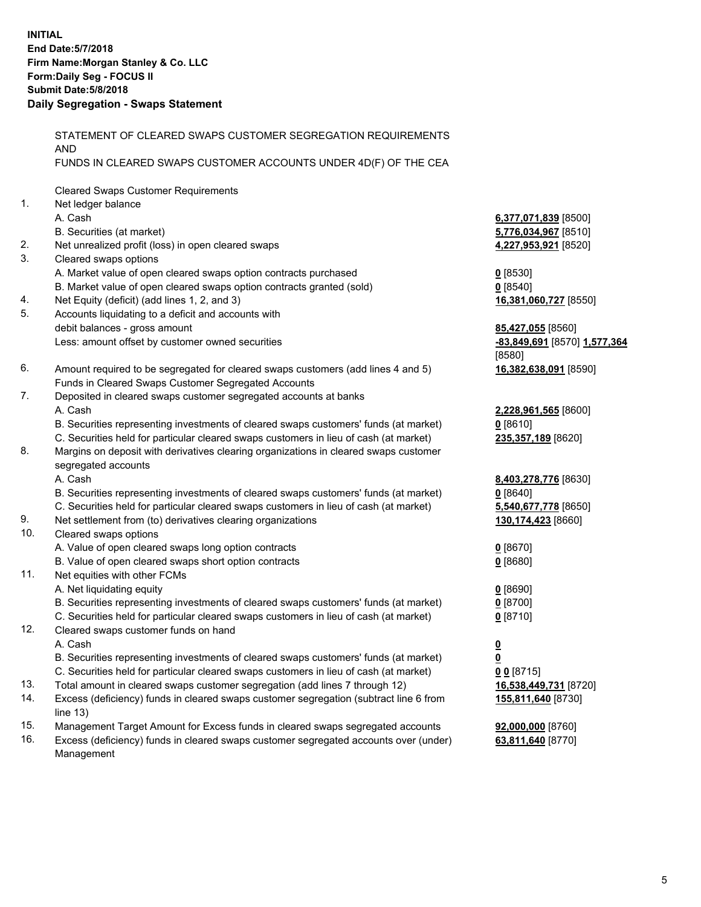**INITIAL**
**End Date:5/7/2018**
**Firm Name:Morgan Stanley & Co. LLC**
**Form:Daily Seg - FOCUS II**
**Submit Date:5/8/2018**
**Daily Segregation - Swaps Statement**

STATEMENT OF CLEARED SWAPS CUSTOMER SEGREGATION REQUIREMENTS AND FUNDS IN CLEARED SWAPS CUSTOMER ACCOUNTS UNDER 4D(F) OF THE CEA

| | | |
|---|---|---|
| | Cleared Swaps Customer Requirements | |
| 1. | Net ledger balance | |
| | A. Cash | **6,377,071,839** [8500] |
| | B. Securities (at market) | **5,776,034,967** [8510] |
| 2. | Net unrealized profit (loss) in open cleared swaps | **4,227,953,921** [8520] |
| 3. | Cleared swaps options | |
| | A. Market value of open cleared swaps option contracts purchased | **0** [8530] |
| | B. Market value of open cleared swaps option contracts granted (sold) | **0** [8540] |
| 4. | Net Equity (deficit) (add lines 1, 2, and 3) | **16,381,060,727** [8550] |
| 5. | Accounts liquidating to a deficit and accounts with debit balances - gross amount | **85,427,055** [8560] |
| | Less: amount offset by customer owned securities | **-83,849,691** [8570] **1,577,364** [8580] |
| 6. | Amount required to be segregated for cleared swaps customers (add lines 4 and 5) | **16,382,638,091** [8590] |
| | Funds in Cleared Swaps Customer Segregated Accounts | |
| 7. | Deposited in cleared swaps customer segregated accounts at banks | |
| | A. Cash | **2,228,961,565** [8600] |
| | B. Securities representing investments of cleared swaps customers' funds (at market) | **0** [8610] |
| | C. Securities held for particular cleared swaps customers in lieu of cash (at market) | **235,357,189** [8620] |
| 8. | Margins on deposit with derivatives clearing organizations in cleared swaps customer segregated accounts | |
| | A. Cash | **8,403,278,776** [8630] |
| | B. Securities representing investments of cleared swaps customers' funds (at market) | **0** [8640] |
| | C. Securities held for particular cleared swaps customers in lieu of cash (at market) | **5,540,677,778** [8650] |
| 9. | Net settlement from (to) derivatives clearing organizations | **130,174,423** [8660] |
| 10. | Cleared swaps options | |
| | A. Value of open cleared swaps long option contracts | **0** [8670] |
| | B. Value of open cleared swaps short option contracts | **0** [8680] |
| 11. | Net equities with other FCMs | |
| | A. Net liquidating equity | **0** [8690] |
| | B. Securities representing investments of cleared swaps customers' funds (at market) | **0** [8700] |
| | C. Securities held for particular cleared swaps customers in lieu of cash (at market) | **0** [8710] |
| 12. | Cleared swaps customer funds on hand | |
| | A. Cash | **0** |
| | B. Securities representing investments of cleared swaps customers' funds (at market) | **0** |
| | C. Securities held for particular cleared swaps customers in lieu of cash (at market) | **0** **0** [8715] |
| 13. | Total amount in cleared swaps customer segregation (add lines 7 through 12) | **16,538,449,731** [8720] |
| 14. | Excess (deficiency) funds in cleared swaps customer segregation (subtract line 6 from line 13) | **155,811,640** [8730] |
| 15. | Management Target Amount for Excess funds in cleared swaps segregated accounts | **92,000,000** [8760] |
| 16. | Excess (deficiency) funds in cleared swaps customer segregated accounts over (under) Management | **63,811,640** [8770] |